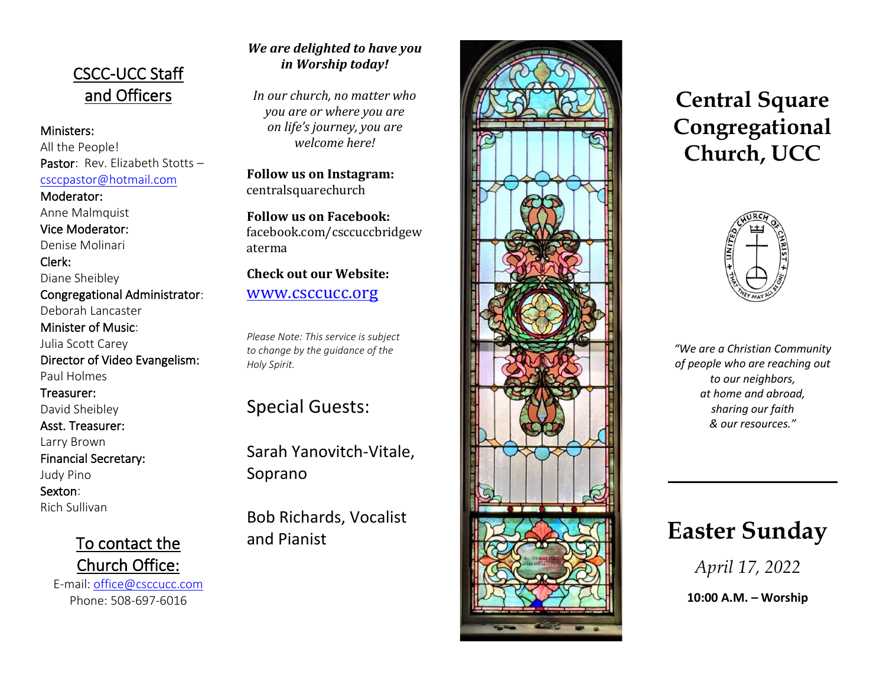## CSCC-UCC Staff and Officers

Ministers:
All the People!
Pastor: Rev. Elizabeth Stotts – csccpastor@hotmail.com
Moderator:
Anne Malmquist
Vice Moderator:
Denise Molinari
Clerk:
Diane Sheibley
Congregational Administrator:
Deborah Lancaster
Minister of Music:
Julia Scott Carey
Director of Video Evangelism:
Paul Holmes
Treasurer:
David Sheibley
Asst. Treasurer:
Larry Brown
Financial Secretary:
Judy Pino
Sexton:
Rich Sullivan

## To contact the Church Office:

E-mail: office@csccucc.com
Phone: 508-697-6016

***We are delighted to have you in Worship today!***

*In our church, no matter who you are or where you are on life's journey, you are welcome here!*

**Follow us on Instagram:**
centralsquarechurch

**Follow us on Facebook:**
facebook.com/csccuccbridgewaterma

**Check out our Website:**
www.csccucc.org

*Please Note: This service is subject to change by the guidance of the Holy Spirit.*

## Special Guests:

Sarah Yanovitch-Vitale, Soprano

Bob Richards, Vocalist and Pianist

# Central Square Congregational Church, UCC

*"We are a Christian Community of people who are reaching out to our neighbors, at home and abroad, sharing our faith & our resources."*

# Easter Sunday

*April 17, 2022*

**10:00 A.M. – Worship**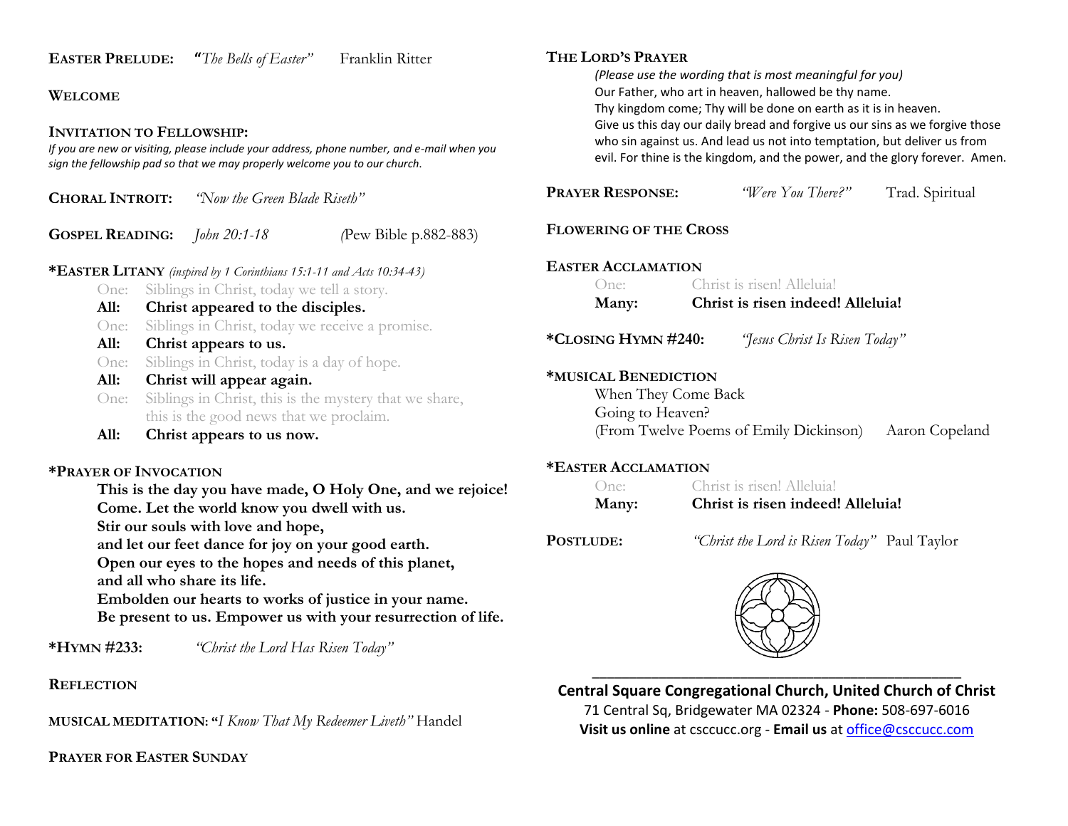**EASTER PRELUDE:** *"The Bells of Easter"* Franklin Ritter

**WELCOME**

**INVITATION TO FELLOWSHIP:**
*If you are new or visiting, please include your address, phone number, and e-mail when you sign the fellowship pad so that we may properly welcome you to our church.*

**CHORAL INTROIT:** *"Now the Green Blade Riseth"*

**GOSPEL READING:** *John 20:1-18* (Pew Bible p.882-883)

**\*EASTER LITANY** *(inspired by 1 Corinthians 15:1-11 and Acts 10:34-43)*

One: Siblings in Christ, today we tell a story.
**All: Christ appeared to the disciples.**
One: Siblings in Christ, today we receive a promise.
**All: Christ appears to us.**
One: Siblings in Christ, today is a day of hope.
**All: Christ will appear again.**
One: Siblings in Christ, this is the mystery that we share, this is the good news that we proclaim.
**All: Christ appears to us now.**

**\*PRAYER OF INVOCATION**

**This is the day you have made, O Holy One, and we rejoice!**
**Come. Let the world know you dwell with us.**
**Stir our souls with love and hope,**
**and let our feet dance for joy on your good earth.**
**Open our eyes to the hopes and needs of this planet,**
**and all who share its life.**
**Embolden our hearts to works of justice in your name.**
**Be present to us. Empower us with your resurrection of life.**

**\*HYMN #233:** *"Christ the Lord Has Risen Today"*

**REFLECTION**

**MUSICAL MEDITATION: "***I Know That My Redeemer Liveth"* Handel

**PRAYER FOR EASTER SUNDAY**

**THE LORD'S PRAYER**
*(Please use the wording that is most meaningful for you)*
Our Father, who art in heaven, hallowed be thy name.
Thy kingdom come; Thy will be done on earth as it is in heaven.
Give us this day our daily bread and forgive us our sins as we forgive those who sin against us. And lead us not into temptation, but deliver us from evil. For thine is the kingdom, and the power, and the glory forever. Amen.

**PRAYER RESPONSE:** *"Were You There?"* Trad. Spiritual

**FLOWERING OF THE CROSS**

**EASTER ACCLAMATION**
One: Christ is risen! Alleluia!
**Many: Christ is risen indeed! Alleluia!**

**\*CLOSING HYMN #240:** *"Jesus Christ Is Risen Today"*

**\*MUSICAL BENEDICTION**
When They Come Back
Going to Heaven?
(From Twelve Poems of Emily Dickinson) Aaron Copeland

**\*EASTER ACCLAMATION**
One: Christ is risen! Alleluia!
**Many: Christ is risen indeed! Alleluia!**

**POSTLUDE:** *"Christ the Lord is Risen Today"* Paul Taylor

---

**Central Square Congregational Church, United Church of Christ**
71 Central Sq, Bridgewater MA 02324 - **Phone:** 508-697-6016
**Visit us online** at csccucc.org - **Email us** at office@csccucc.com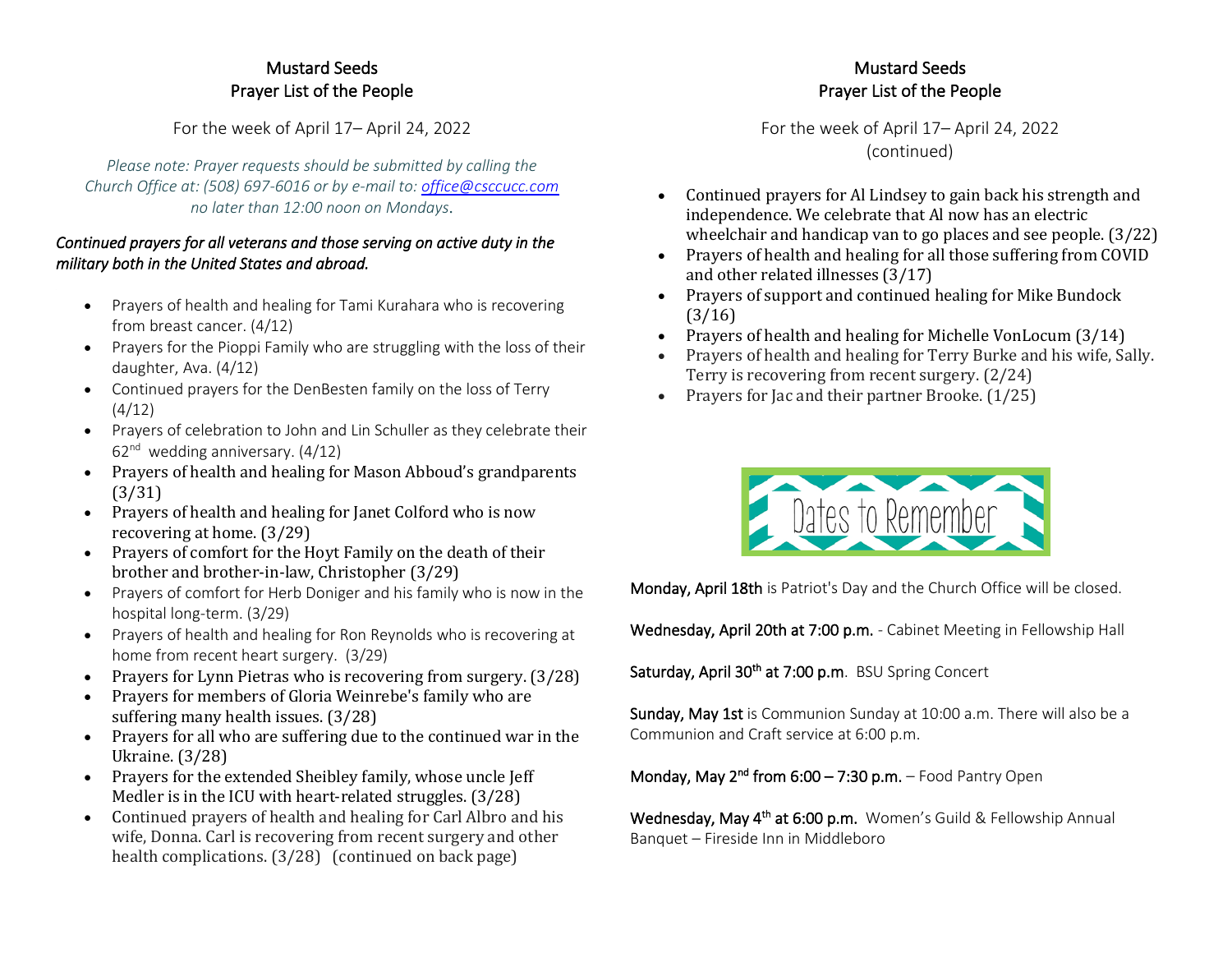# Mustard Seeds
## Prayer List of the People

For the week of April 17– April 24, 2022

*Please note: Prayer requests should be submitted by calling the Church Office at: (508) 697-6016 or by e-mail to: office@csccucc.com no later than 12:00 noon on Mondays.*

*Continued prayers for all veterans and those serving on active duty in the military both in the United States and abroad.*

- Prayers of health and healing for Tami Kurahara who is recovering from breast cancer. (4/12)
- Prayers for the Pioppi Family who are struggling with the loss of their daughter, Ava. (4/12)
- Continued prayers for the DenBesten family on the loss of Terry (4/12)
- Prayers of celebration to John and Lin Schuller as they celebrate their 62nd wedding anniversary. (4/12)
- Prayers of health and healing for Mason Abboud's grandparents (3/31)
- Prayers of health and healing for Janet Colford who is now recovering at home. (3/29)
- Prayers of comfort for the Hoyt Family on the death of their brother and brother-in-law, Christopher (3/29)
- Prayers of comfort for Herb Doniger and his family who is now in the hospital long-term. (3/29)
- Prayers of health and healing for Ron Reynolds who is recovering at home from recent heart surgery. (3/29)
- Prayers for Lynn Pietras who is recovering from surgery. (3/28)
- Prayers for members of Gloria Weinrebe's family who are suffering many health issues. (3/28)
- Prayers for all who are suffering due to the continued war in the Ukraine. (3/28)
- Prayers for the extended Sheibley family, whose uncle Jeff Medler is in the ICU with heart-related struggles. (3/28)
- Continued prayers of health and healing for Carl Albro and his wife, Donna. Carl is recovering from recent surgery and other health complications. (3/28) (continued on back page)

# Mustard Seeds
## Prayer List of the People

For the week of April 17– April 24, 2022 (continued)

- Continued prayers for Al Lindsey to gain back his strength and independence. We celebrate that Al now has an electric wheelchair and handicap van to go places and see people. (3/22)
- Prayers of health and healing for all those suffering from COVID and other related illnesses (3/17)
- Prayers of support and continued healing for Mike Bundock (3/16)
- Prayers of health and healing for Michelle VonLocum (3/14)
- Prayers of health and healing for Terry Burke and his wife, Sally. Terry is recovering from recent surgery. (2/24)
- Prayers for Jac and their partner Brooke. (1/25)

## Dates to Remember

**Monday, April 18th** is Patriot's Day and the Church Office will be closed.

**Wednesday, April 20th at 7:00 p.m.** - Cabinet Meeting in Fellowship Hall

**Saturday, April 30th at 7:00 p.m**. BSU Spring Concert

**Sunday, May 1st** is Communion Sunday at 10:00 a.m. There will also be a Communion and Craft service at 6:00 p.m.

**Monday, May 2nd from 6:00 – 7:30 p.m.** – Food Pantry Open

**Wednesday, May 4th at 6:00 p.m.** Women's Guild & Fellowship Annual Banquet – Fireside Inn in Middleboro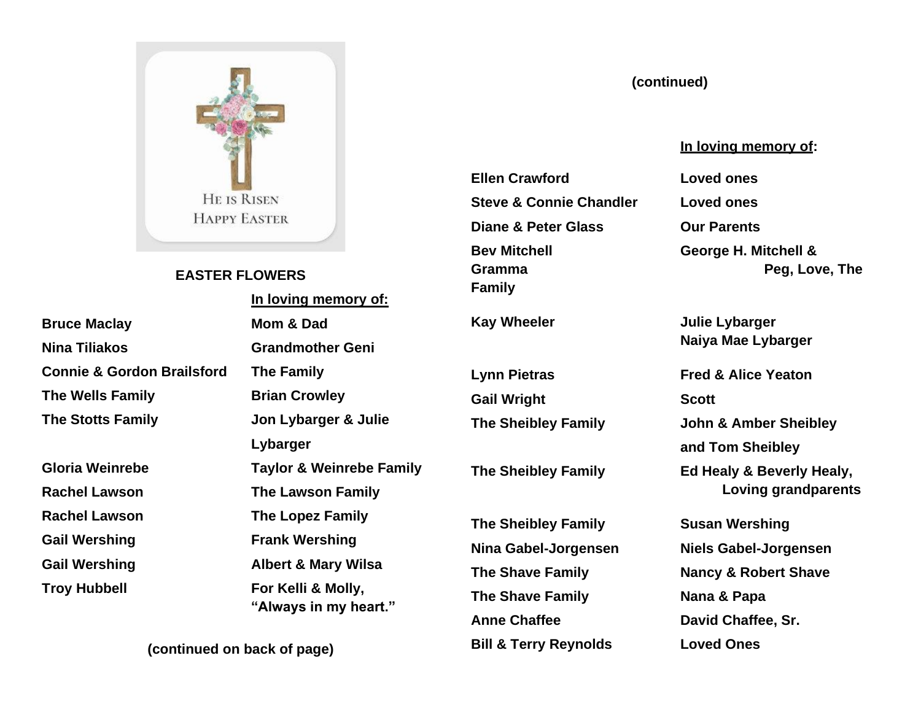HE IS RISEN
HAPPY EASTER

## EASTER FLOWERS

| | In loving memory of: |
|---|---|
| Bruce Maclay | Mom & Dad |
| Nina Tiliakos | Grandmother Geni |
| Connie & Gordon Brailsford | The Family |
| The Wells Family | Brian Crowley |
| The Stotts Family | Jon Lybarger & Julie Lybarger |
| Gloria Weinrebe | Taylor & Weinrebe Family |
| Rachel Lawson | The Lawson Family |
| Rachel Lawson | The Lopez Family |
| Gail Wershing | Frank Wershing |
| Gail Wershing | Albert & Mary Wilsa |
| Troy Hubbell | For Kelli & Molly, "Always in my heart." |

(continued on back of page)

(continued)

| | In loving memory of: |
|---|---|
| Ellen Crawford | Loved ones |
| Steve & Connie Chandler | Loved ones |
| Diane & Peter Glass | Our Parents |
| Bev Mitchell | George H. Mitchell & Peg, Love, The Gramma Family |
| Kay Wheeler | Julie Lybarger Naiya Mae Lybarger |
| Lynn Pietras | Fred & Alice Yeaton |
| Gail Wright | Scott |
| The Sheibley Family | John & Amber Sheibley and Tom Sheibley |
| The Sheibley Family | Ed Healy & Beverly Healy, Loving grandparents |
| The Sheibley Family | Susan Wershing |
| Nina Gabel-Jorgensen | Niels Gabel-Jorgensen |
| The Shave Family | Nancy & Robert Shave |
| The Shave Family | Nana & Papa |
| Anne Chaffee | David Chaffee, Sr. |
| Bill & Terry Reynolds | Loved Ones |